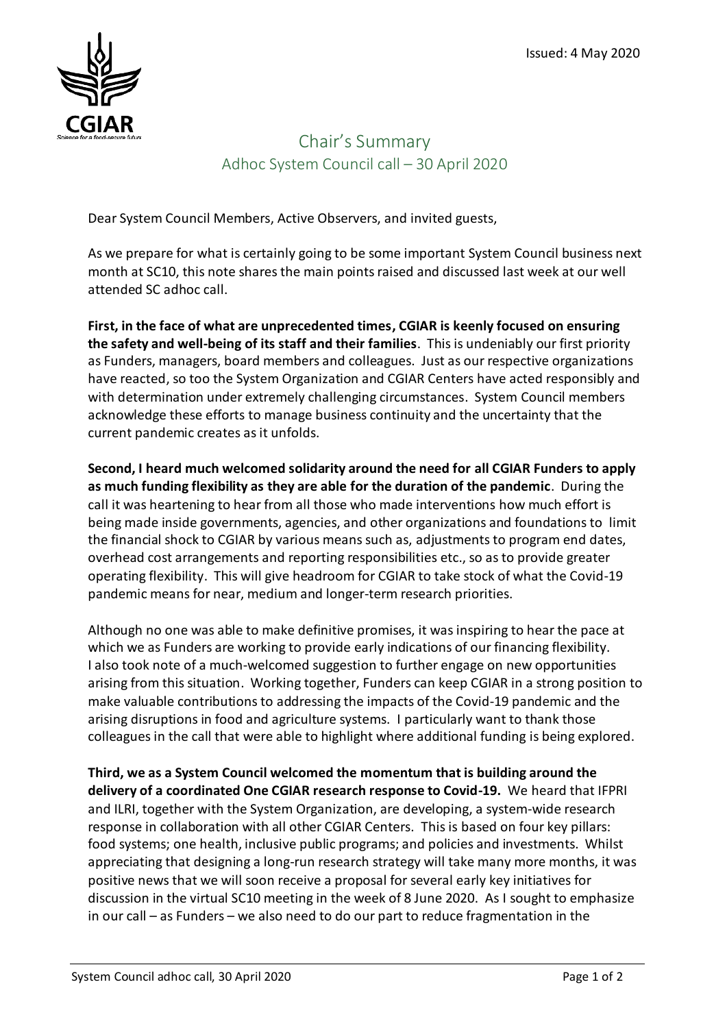Issued: 4 May 2020

# Chair's Summary

## Adhoc System Council call – 30 April 2020

Dear System Council Members, Active Observers, and invited guests,

As we prepare for what is certainly going to be some important System Council business next month at SC10, this note shares the main points raised and discussed last week at our well attended SC adhoc call.

**First, in the face of what are unprecedented times, CGIAR is keenly focused on ensuring the safety and well-being of its staff and their families**. This is undeniably our first priority as Funders, managers, board members and colleagues. Just as our respective organizations have reacted, so too the System Organization and CGIAR Centers have acted responsibly and with determination under extremely challenging circumstances. System Council members acknowledge these efforts to manage business continuity and the uncertainty that the current pandemic creates as it unfolds.

**Second, I heard much welcomed solidarity around the need for all CGIAR Funders to apply as much funding flexibility as they are able for the duration of the pandemic**. During the call it was heartening to hear from all those who made interventions how much effort is being made inside governments, agencies, and other organizations and foundations to limit the financial shock to CGIAR by various means such as, adjustments to program end dates, overhead cost arrangements and reporting responsibilities etc., so as to provide greater operating flexibility. This will give headroom for CGIAR to take stock of what the Covid-19 pandemic means for near, medium and longer-term research priorities.

Although no one was able to make definitive promises, it was inspiring to hear the pace at which we as Funders are working to provide early indications of our financing flexibility. I also took note of a much-welcomed suggestion to further engage on new opportunities arising from this situation. Working together, Funders can keep CGIAR in a strong position to make valuable contributions to addressing the impacts of the Covid-19 pandemic and the arising disruptions in food and agriculture systems. I particularly want to thank those colleagues in the call that were able to highlight where additional funding is being explored.

**Third, we as a System Council welcomed the momentum that is building around the delivery of a coordinated One CGIAR research response to Covid-19.** We heard that IFPRI and ILRI, together with the System Organization, are developing, a system-wide research response in collaboration with all other CGIAR Centers. This is based on four key pillars: food systems; one health, inclusive public programs; and policies and investments. Whilst appreciating that designing a long-run research strategy will take many more months, it was positive news that we will soon receive a proposal for several early key initiatives for discussion in the virtual SC10 meeting in the week of 8 June 2020. As I sought to emphasize in our call – as Funders – we also need to do our part to reduce fragmentation in the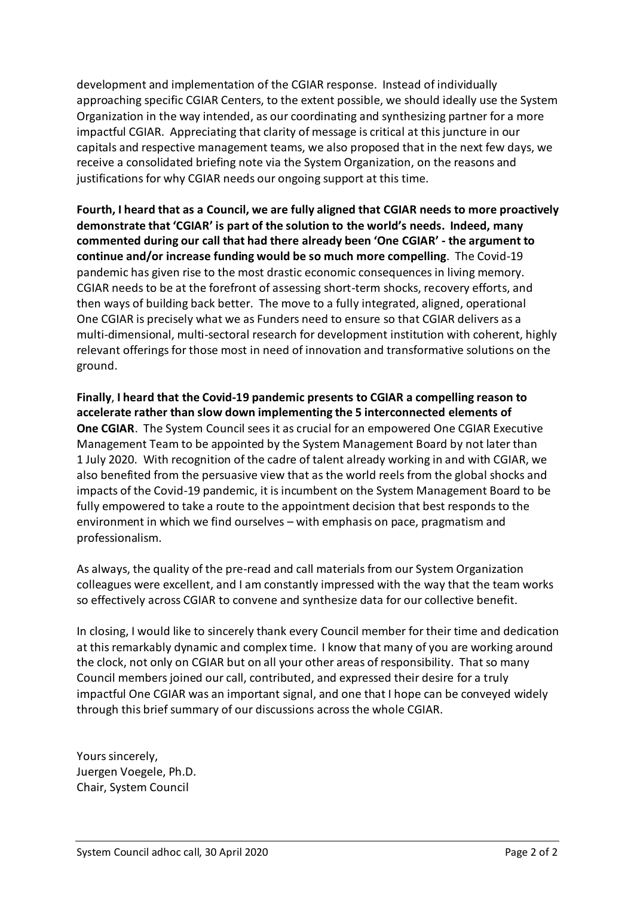development and implementation of the CGIAR response. Instead of individually approaching specific CGIAR Centers, to the extent possible, we should ideally use the System Organization in the way intended, as our coordinating and synthesizing partner for a more impactful CGIAR. Appreciating that clarity of message is critical at this juncture in our capitals and respective management teams, we also proposed that in the next few days, we receive a consolidated briefing note via the System Organization, on the reasons and justifications for why CGIAR needs our ongoing support at this time.

**Fourth, I heard that as a Council, we are fully aligned that CGIAR needs to more proactively demonstrate that 'CGIAR' is part of the solution to the world's needs. Indeed, many commented during our call that had there already been 'One CGIAR' - the argument to continue and/or increase funding would be so much more compelling**. The Covid-19 pandemic has given rise to the most drastic economic consequences in living memory. CGIAR needs to be at the forefront of assessing short-term shocks, recovery efforts, and then ways of building back better. The move to a fully integrated, aligned, operational One CGIAR is precisely what we as Funders need to ensure so that CGIAR delivers as a multi-dimensional, multi-sectoral research for development institution with coherent, highly relevant offerings for those most in need of innovation and transformative solutions on the ground.

**Finally**, **I heard that the Covid-19 pandemic presents to CGIAR a compelling reason to accelerate rather than slow down implementing the 5 interconnected elements of One CGIAR**. The System Council sees it as crucial for an empowered One CGIAR Executive Management Team to be appointed by the System Management Board by not later than 1 July 2020. With recognition of the cadre of talent already working in and with CGIAR, we also benefited from the persuasive view that as the world reels from the global shocks and impacts of the Covid-19 pandemic, it is incumbent on the System Management Board to be fully empowered to take a route to the appointment decision that best responds to the environment in which we find ourselves – with emphasis on pace, pragmatism and professionalism.

As always, the quality of the pre-read and call materials from our System Organization colleagues were excellent, and I am constantly impressed with the way that the team works so effectively across CGIAR to convene and synthesize data for our collective benefit.

In closing, I would like to sincerely thank every Council member for their time and dedication at this remarkably dynamic and complex time. I know that many of you are working around the clock, not only on CGIAR but on all your other areas of responsibility. That so many Council members joined our call, contributed, and expressed their desire for a truly impactful One CGIAR was an important signal, and one that I hope can be conveyed widely through this brief summary of our discussions across the whole CGIAR.

Yours sincerely,
Juergen Voegele, Ph.D.
Chair, System Council